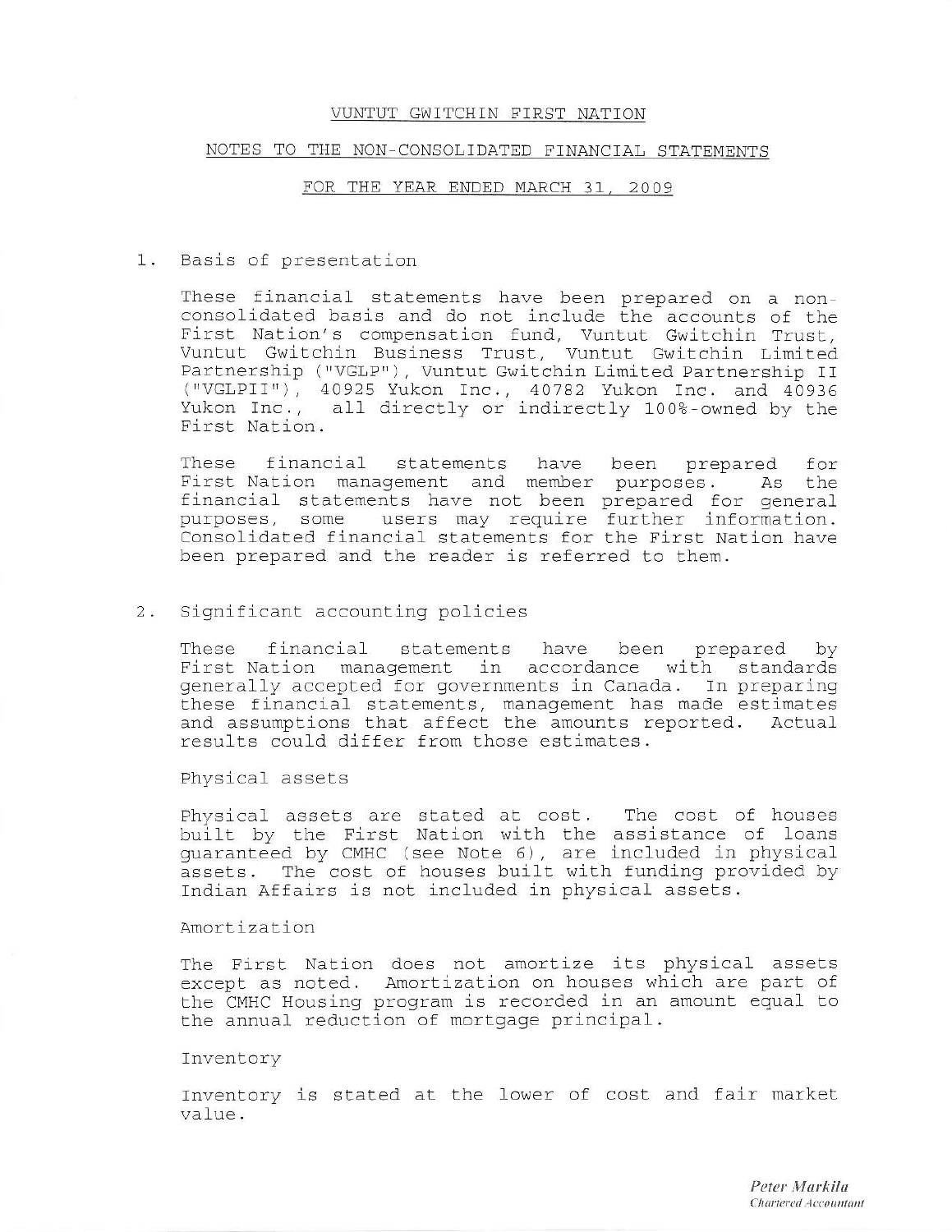# VUNTUT GWITCHIN FIRST NATION

## NOTES TO THE NON-CONSOLIDATED FINANCIAL STATEMENTS

### FOR THE YEAR ENDED MARCH 31, 2009

1. Basis of presentation

   These financial statements have been prepared on a non-consolidated basis and do not include the accounts of the First Nation's compensation fund, Vuntut Gwitchin Trust, Vuntut Gwitchin Business Trust, Vuntut Gwitchin Limited Partnership ("VGLP"), Vuntut Gwitchin Limited Partnership II ("VGLPII"), 40925 Yukon Inc., 40782 Yukon Inc. and 40936 Yukon Inc., all directly or indirectly 100%-owned by the First Nation.

   These financial statements have been prepared for First Nation management and member purposes. As the financial statements have not been prepared for general purposes, some users may require further information. Consolidated financial statements for the First Nation have been prepared and the reader is referred to them.

2. Significant accounting policies

   These financial statements have been prepared by First Nation management in accordance with standards generally accepted for governments in Canada. In preparing these financial statements, management has made estimates and assumptions that affect the amounts reported. Actual results could differ from those estimates.

   Physical assets

   Physical assets are stated at cost. The cost of houses built by the First Nation with the assistance of loans guaranteed by CMHC (see Note 6), are included in physical assets. The cost of houses built with funding provided by Indian Affairs is not included in physical assets.

   Amortization

   The First Nation does not amortize its physical assets except as noted. Amortization on houses which are part of the CMHC Housing program is recorded in an amount equal to the annual reduction of mortgage principal.

   Inventory

   Inventory is stated at the lower of cost and fair market value.

*Peter Markila*
*Chartered Accountant*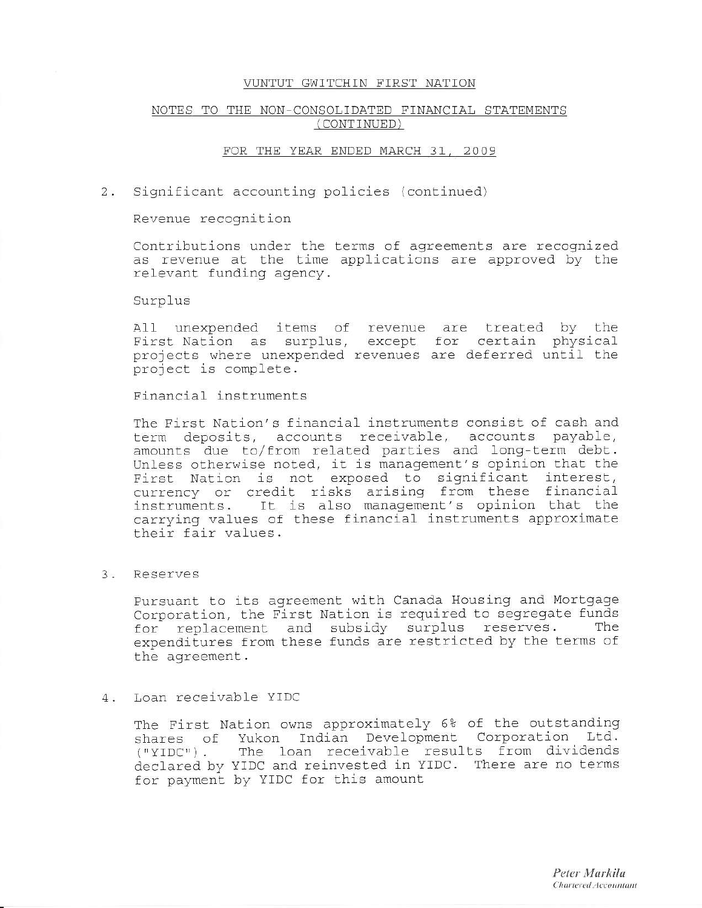VUNTUT GWITCHIN FIRST NATION

NOTES TO THE NON-CONSOLIDATED FINANCIAL STATEMENTS (CONTINUED)

FOR THE YEAR ENDED MARCH 31, 2009

2. Significant accounting policies (continued)

Revenue recognition

Contributions under the terms of agreements are recognized as revenue at the time applications are approved by the relevant funding agency.

Surplus

All unexpended items of revenue are treated by the First Nation as surplus, except for certain physical projects where unexpended revenues are deferred until the project is complete.

Financial instruments

The First Nation's financial instruments consist of cash and term deposits, accounts receivable, accounts payable, amounts due to/from related parties and long-term debt. Unless otherwise noted, it is management's opinion that the First Nation is not exposed to significant interest, currency or credit risks arising from these financial instruments. It is also management's opinion that the carrying values of these financial instruments approximate their fair values.

3. Reserves

Pursuant to its agreement with Canada Housing and Mortgage Corporation, the First Nation is required to segregate funds for replacement and subsidy surplus reserves. The expenditures from these funds are restricted by the terms of the agreement.

4. Loan receivable YIDC

The First Nation owns approximately 6% of the outstanding shares of Yukon Indian Development Corporation Ltd. ("YIDC"). The loan receivable results from dividends declared by YIDC and reinvested in YIDC. There are no terms for payment by YIDC for this amount

*Peter Markila*
*Chartered Accountant*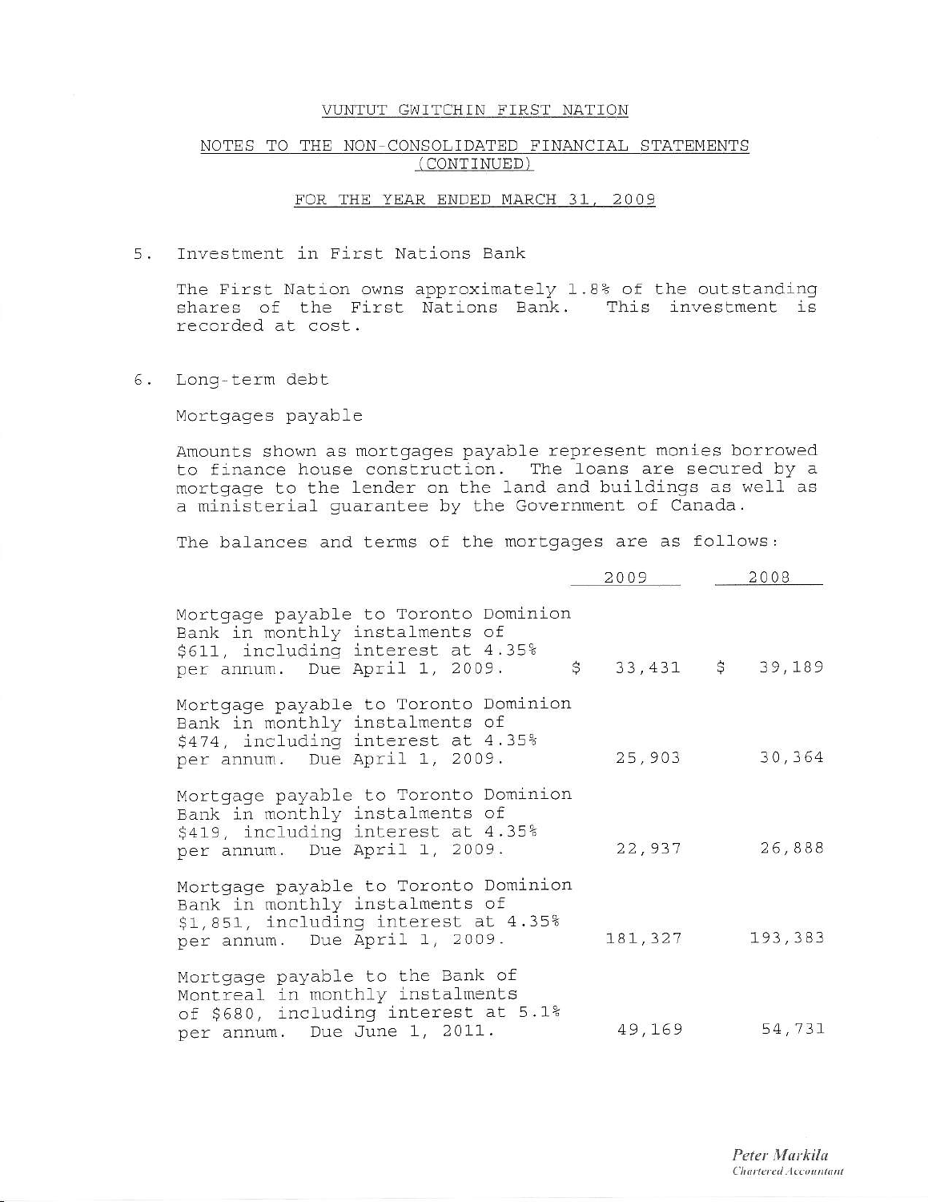VUNTUT GWITCHIN FIRST NATION

NOTES TO THE NON-CONSOLIDATED FINANCIAL STATEMENTS (CONTINUED)

FOR THE YEAR ENDED MARCH 31, 2009

5. Investment in First Nations Bank

   The First Nation owns approximately 1.8% of the outstanding shares of the First Nations Bank. This investment is recorded at cost.

6. Long-term debt

   Mortgages payable

   Amounts shown as mortgages payable represent monies borrowed to finance house construction. The loans are secured by a mortgage to the lender on the land and buildings as well as a ministerial guarantee by the Government of Canada.

   The balances and terms of the mortgages are as follows:

| | 2009 | 2008 |
|---|---|---|
| Mortgage payable to Toronto Dominion Bank in monthly instalments of $611, including interest at 4.35% per annum. Due April 1, 2009. | $ 33,431 | $ 39,189 |
| Mortgage payable to Toronto Dominion Bank in monthly instalments of $474, including interest at 4.35% per annum. Due April 1, 2009. | 25,903 | 30,364 |
| Mortgage payable to Toronto Dominion Bank in monthly instalments of $419, including interest at 4.35% per annum. Due April 1, 2009. | 22,937 | 26,888 |
| Mortgage payable to Toronto Dominion Bank in monthly instalments of $1,851, including interest at 4.35% per annum. Due April 1, 2009. | 181,327 | 193,383 |
| Mortgage payable to the Bank of Montreal in monthly instalments of $680, including interest at 5.1% per annum. Due June 1, 2011. | 49,169 | 54,731 |

*Peter Markila*
*Chartered Accountant*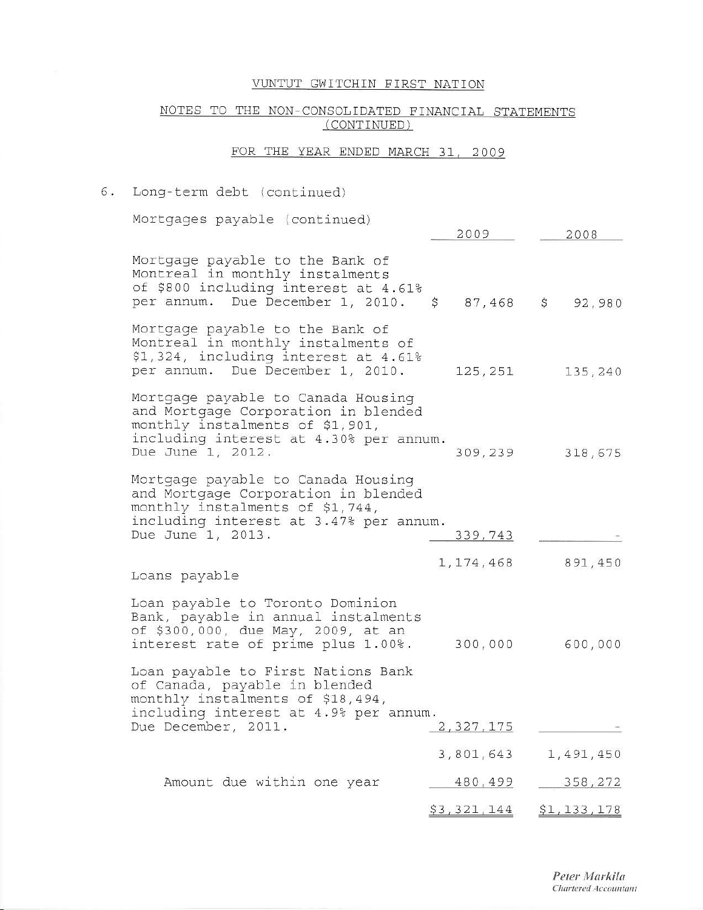VUNTUT GWITCHIN FIRST NATION

NOTES TO THE NON-CONSOLIDATED FINANCIAL STATEMENTS (CONTINUED)

FOR THE YEAR ENDED MARCH 31, 2009

6. Long-term debt (continued)

Mortgages payable (continued)

| | 2009 | 2008 |
|---|---|---|
| Mortgage payable to the Bank of Montreal in monthly instalments of $800 including interest at 4.61% per annum. Due December 1, 2010. | $ 87,468 | $ 92,980 |
| Mortgage payable to the Bank of Montreal in monthly instalments of $1,324, including interest at 4.61% per annum. Due December 1, 2010. | 125,251 | 135,240 |
| Mortgage payable to Canada Housing and Mortgage Corporation in blended monthly instalments of $1,901, including interest at 4.30% per annum. Due June 1, 2012. | 309,239 | 318,675 |
| Mortgage payable to Canada Housing and Mortgage Corporation in blended monthly instalments of $1,744, including interest at 3.47% per annum. Due June 1, 2013. | 339,743 | - |
| | 1,174,468 | 891,450 |
| Loans payable | | |
| Loan payable to Toronto Dominion Bank, payable in annual instalments of $300,000, due May, 2009, at an interest rate of prime plus 1.00%. | 300,000 | 600,000 |
| Loan payable to First Nations Bank of Canada, payable in blended monthly instalments of $18,494, including interest at 4.9% per annum. Due December, 2011. | 2,327,175 | - |
| | 3,801,643 | 1,491,450 |
| Amount due within one year | 480,499 | 358,272 |
| | $3,321,144 | $1,133,178 |

*Peter Markila*
*Chartered Accountant*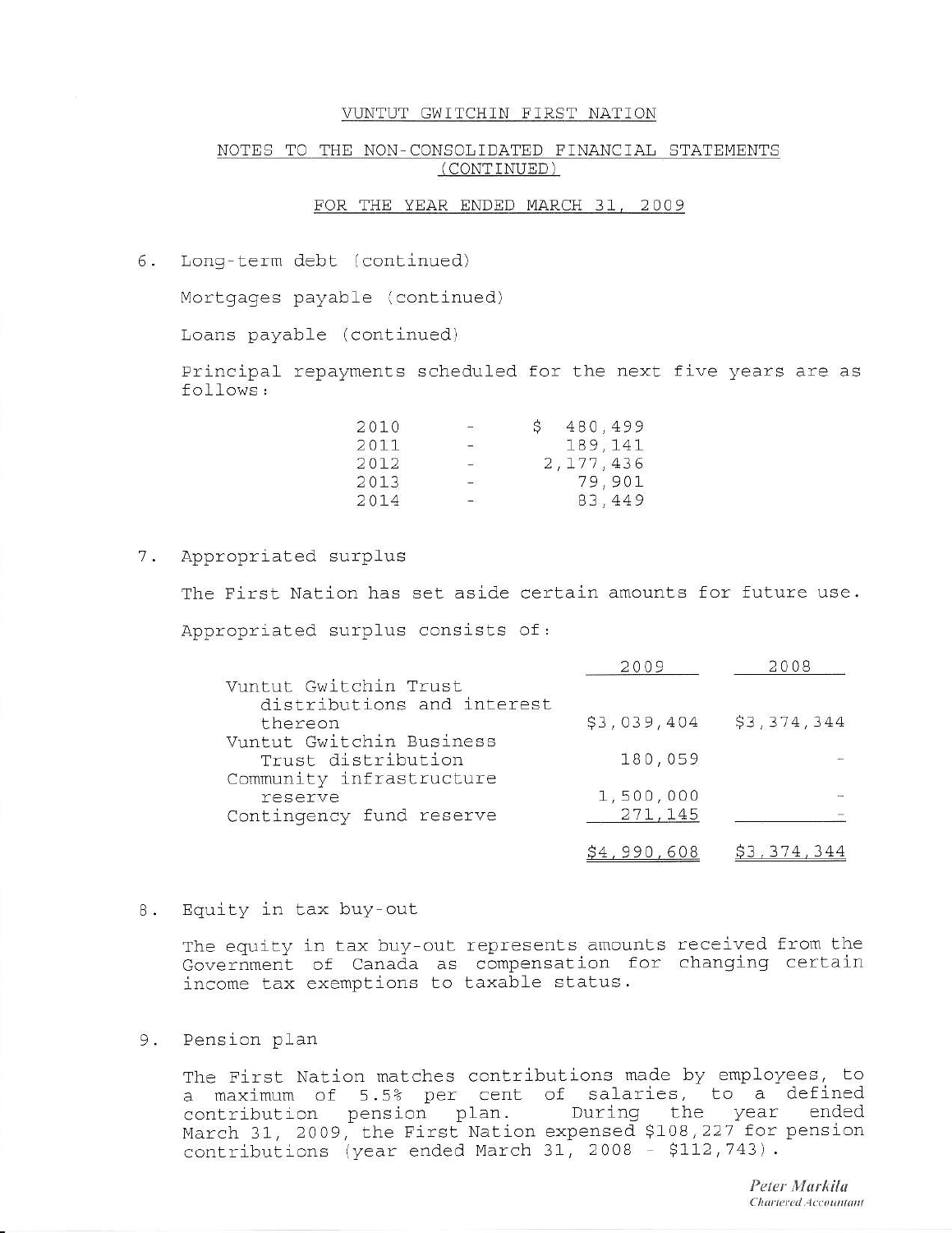VUNTUT GWITCHIN FIRST NATION

NOTES TO THE NON-CONSOLIDATED FINANCIAL STATEMENTS (CONTINUED)

FOR THE YEAR ENDED MARCH 31, 2009

6. Long-term debt (continued)

   Mortgages payable (continued)

   Loans payable (continued)

   Principal repayments scheduled for the next five years are as follows:

| | | |
|---|---|---|
| 2010 | - | $ 480,499 |
| 2011 | - | 189,141 |
| 2012 | - | 2,177,436 |
| 2013 | - | 79,901 |
| 2014 | - | 83,449 |

7. Appropriated surplus

   The First Nation has set aside certain amounts for future use.

   Appropriated surplus consists of:

| | 2009 | 2008 |
|---|---|---|
| Vuntut Gwitchin Trust distributions and interest thereon | $3,039,404 | $3,374,344 |
| Vuntut Gwitchin Business Trust distribution | 180,059 | - |
| Community infrastructure reserve | 1,500,000 | - |
| Contingency fund reserve | 271,145 | - |
| | $4,990,608 | $3,374,344 |

8. Equity in tax buy-out

   The equity in tax buy-out represents amounts received from the Government of Canada as compensation for changing certain income tax exemptions to taxable status.

9. Pension plan

   The First Nation matches contributions made by employees, to a maximum of 5.5% per cent of salaries, to a defined contribution pension plan. During the year ended March 31, 2009, the First Nation expensed $108,227 for pension contributions (year ended March 31, 2008 - $112,743).

*Peter Markila*
*Chartered Accountant*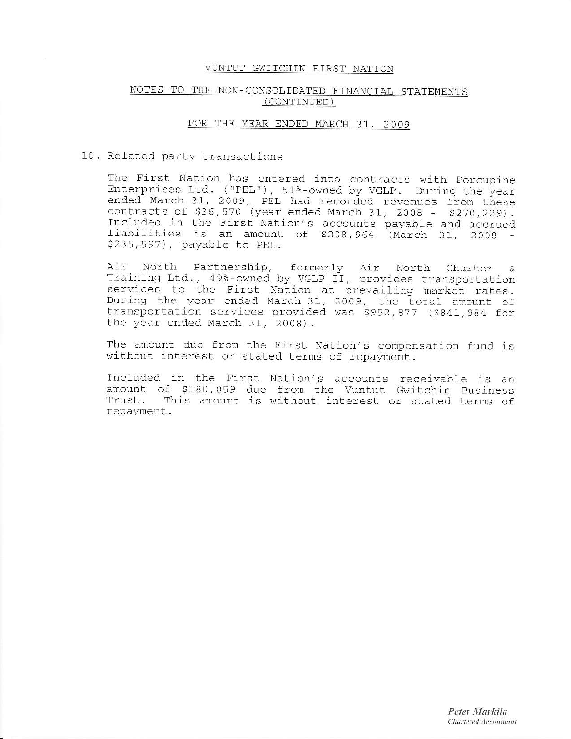VUNTUT GWITCHIN FIRST NATION

NOTES TO THE NON-CONSOLIDATED FINANCIAL STATEMENTS (CONTINUED)

FOR THE YEAR ENDED MARCH 31, 2009

10. Related party transactions

The First Nation has entered into contracts with Porcupine Enterprises Ltd. ("PEL"), 51%-owned by VGLP. During the year ended March 31, 2009, PEL had recorded revenues from these contracts of $36,570 (year ended March 31, 2008 - $270,229). Included in the First Nation's accounts payable and accrued liabilities is an amount of $208,964 (March 31, 2008 - $235,597), payable to PEL.

Air North Partnership, formerly Air North Charter & Training Ltd., 49%-owned by VGLP II, provides transportation services to the First Nation at prevailing market rates. During the year ended March 31, 2009, the total amount of transportation services provided was $952,877 ($841,984 for the year ended March 31, 2008).

The amount due from the First Nation's compensation fund is without interest or stated terms of repayment.

Included in the First Nation's accounts receivable is an amount of $180,059 due from the Vuntut Gwitchin Business Trust. This amount is without interest or stated terms of repayment.

*Peter Markila*
*Chartered Accountant*